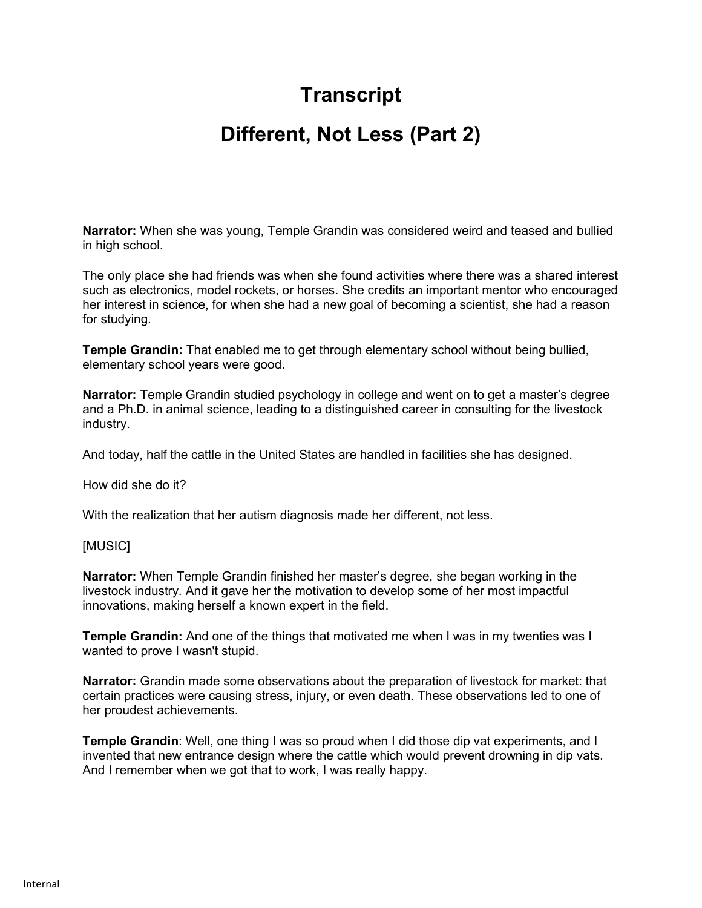# Transcript

# Different, Not Less (Part 2)

**Narrator:** When she was young, Temple Grandin was considered weird and teased and bullied in high school.

The only place she had friends was when she found activities where there was a shared interest such as electronics, model rockets, or horses. She credits an important mentor who encouraged her interest in science, for when she had a new goal of becoming a scientist, she had a reason for studying.

**Temple Grandin:** That enabled me to get through elementary school without being bullied, elementary school years were good.

**Narrator:** Temple Grandin studied psychology in college and went on to get a master's degree and a Ph.D. in animal science, leading to a distinguished career in consulting for the livestock industry.

And today, half the cattle in the United States are handled in facilities she has designed.

How did she do it?

With the realization that her autism diagnosis made her different, not less.

[MUSIC]

**Narrator:** When Temple Grandin finished her master's degree, she began working in the livestock industry. And it gave her the motivation to develop some of her most impactful innovations, making herself a known expert in the field.

**Temple Grandin:** And one of the things that motivated me when I was in my twenties was I wanted to prove I wasn't stupid.

**Narrator:** Grandin made some observations about the preparation of livestock for market: that certain practices were causing stress, injury, or even death. These observations led to one of her proudest achievements.

**Temple Grandin**: Well, one thing I was so proud when I did those dip vat experiments, and I invented that new entrance design where the cattle which would prevent drowning in dip vats. And I remember when we got that to work, I was really happy.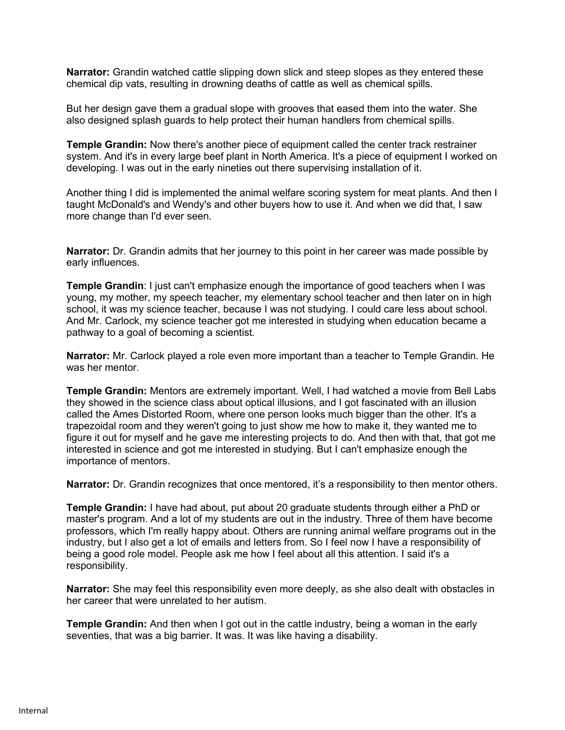**Narrator:** Grandin watched cattle slipping down slick and steep slopes as they entered these chemical dip vats, resulting in drowning deaths of cattle as well as chemical spills.

But her design gave them a gradual slope with grooves that eased them into the water. She also designed splash guards to help protect their human handlers from chemical spills.

**Temple Grandin:** Now there's another piece of equipment called the center track restrainer system. And it's in every large beef plant in North America. It's a piece of equipment I worked on developing. I was out in the early nineties out there supervising installation of it.

Another thing I did is implemented the animal welfare scoring system for meat plants. And then I taught McDonald's and Wendy's and other buyers how to use it. And when we did that, I saw more change than I'd ever seen.

**Narrator:** Dr. Grandin admits that her journey to this point in her career was made possible by early influences.

**Temple Grandin**: I just can't emphasize enough the importance of good teachers when I was young, my mother, my speech teacher, my elementary school teacher and then later on in high school, it was my science teacher, because I was not studying. I could care less about school. And Mr. Carlock, my science teacher got me interested in studying when education became a pathway to a goal of becoming a scientist.

**Narrator:** Mr. Carlock played a role even more important than a teacher to Temple Grandin. He was her mentor.

**Temple Grandin:** Mentors are extremely important. Well, I had watched a movie from Bell Labs they showed in the science class about optical illusions, and I got fascinated with an illusion called the Ames Distorted Room, where one person looks much bigger than the other. It's a trapezoidal room and they weren't going to just show me how to make it, they wanted me to figure it out for myself and he gave me interesting projects to do. And then with that, that got me interested in science and got me interested in studying. But I can't emphasize enough the importance of mentors.

**Narrator:** Dr. Grandin recognizes that once mentored, it's a responsibility to then mentor others.

**Temple Grandin:** I have had about, put about 20 graduate students through either a PhD or master's program. And a lot of my students are out in the industry. Three of them have become professors, which I'm really happy about. Others are running animal welfare programs out in the industry, but I also get a lot of emails and letters from. So I feel now I have a responsibility of being a good role model. People ask me how I feel about all this attention. I said it's a responsibility.

**Narrator:** She may feel this responsibility even more deeply, as she also dealt with obstacles in her career that were unrelated to her autism.

**Temple Grandin:** And then when I got out in the cattle industry, being a woman in the early seventies, that was a big barrier. It was. It was like having a disability.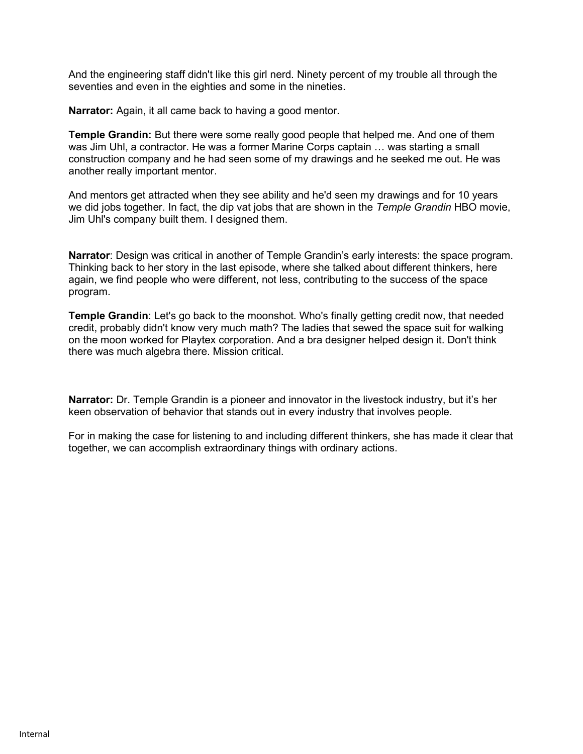And the engineering staff didn't like this girl nerd. Ninety percent of my trouble all through the seventies and even in the eighties and some in the nineties.

**Narrator:** Again, it all came back to having a good mentor.

**Temple Grandin:** But there were some really good people that helped me. And one of them was Jim Uhl, a contractor. He was a former Marine Corps captain … was starting a small construction company and he had seen some of my drawings and he seeked me out. He was another really important mentor.

And mentors get attracted when they see ability and he'd seen my drawings and for 10 years we did jobs together. In fact, the dip vat jobs that are shown in the *Temple Grandin* HBO movie, Jim Uhl's company built them. I designed them.

**Narrator**: Design was critical in another of Temple Grandin's early interests: the space program. Thinking back to her story in the last episode, where she talked about different thinkers, here again, we find people who were different, not less, contributing to the success of the space program.

**Temple Grandin**: Let's go back to the moonshot. Who's finally getting credit now, that needed credit, probably didn't know very much math? The ladies that sewed the space suit for walking on the moon worked for Playtex corporation. And a bra designer helped design it. Don't think there was much algebra there. Mission critical.

**Narrator:** Dr. Temple Grandin is a pioneer and innovator in the livestock industry, but it's her keen observation of behavior that stands out in every industry that involves people.

For in making the case for listening to and including different thinkers, she has made it clear that together, we can accomplish extraordinary things with ordinary actions.